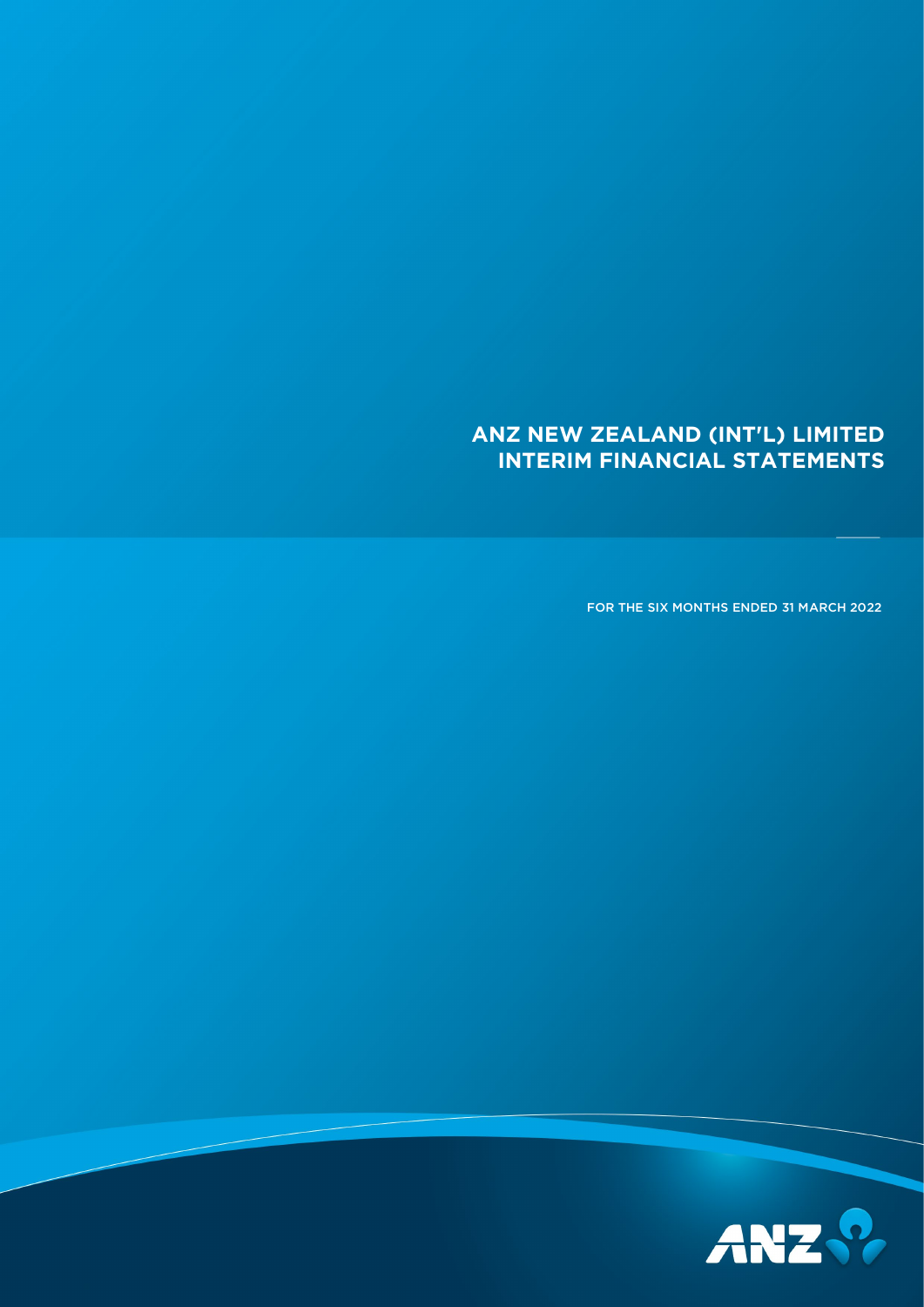# ANZ NEW ZEALAND (INT'L) LIMITED
# INTERIM FINANCIAL STATEMENTS

FOR THE SIX MONTHS ENDED 31 MARCH 2022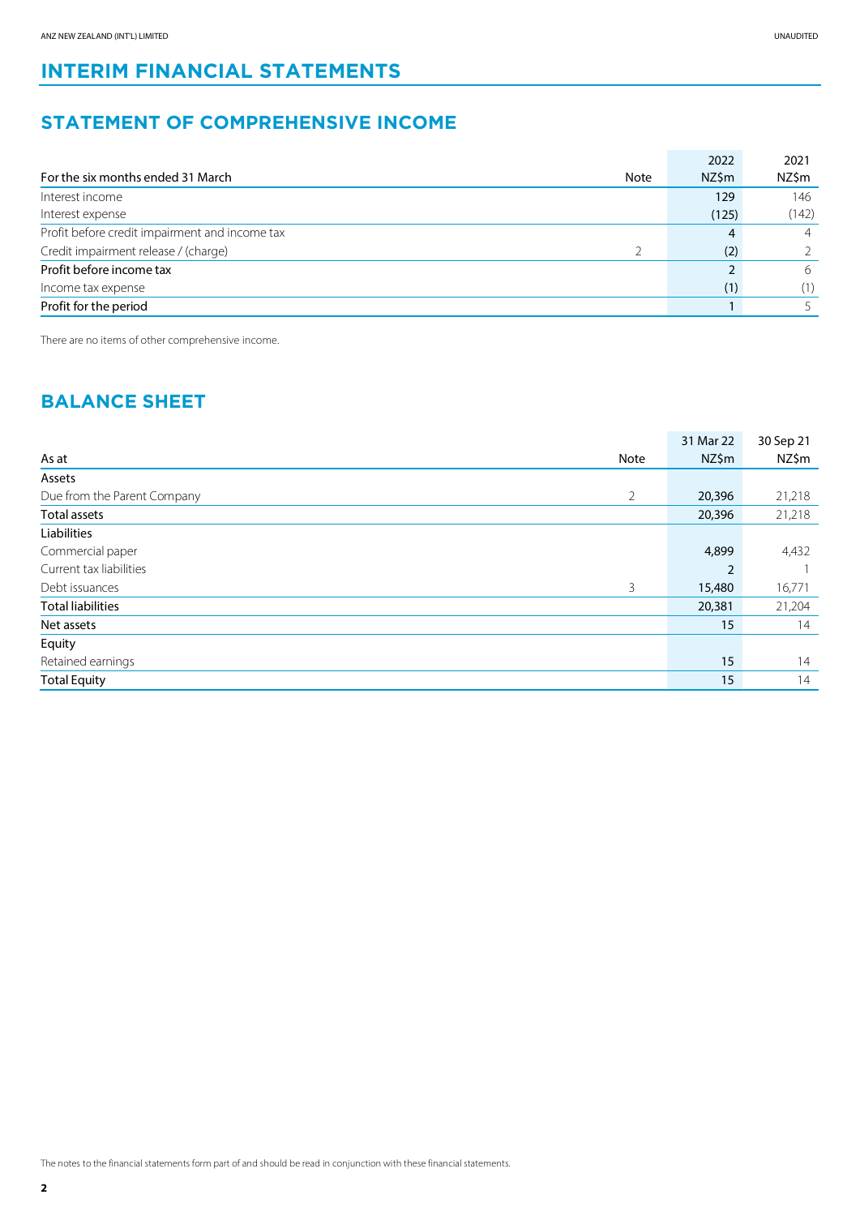# INTERIM FINANCIAL STATEMENTS

## STATEMENT OF COMPREHENSIVE INCOME

| For the six months ended 31 March | Note | 2022 NZ$m | 2021 NZ$m |
|---|---|---|---|
| Interest income | | 129 | 146 |
| Interest expense | | (125) | (142) |
| Profit before credit impairment and income tax | | 4 | 4 |
| Credit impairment release / (charge) | 2 | (2) | 2 |
| **Profit before income tax** | | 2 | 6 |
| Income tax expense | | (1) | (1) |
| **Profit for the period** | | 1 | 5 |

There are no items of other comprehensive income.

## BALANCE SHEET

| As at | Note | 31 Mar 22 NZ$m | 30 Sep 21 NZ$m |
|---|---|---|---|
| **Assets** | | | |
| Due from the Parent Company | 2 | 20,396 | 21,218 |
| **Total assets** | | 20,396 | 21,218 |
| **Liabilities** | | | |
| Commercial paper | | 4,899 | 4,432 |
| Current tax liabilities | | 2 | 1 |
| Debt issuances | 3 | 15,480 | 16,771 |
| **Total liabilities** | | 20,381 | 21,204 |
| **Net assets** | | 15 | 14 |
| **Equity** | | | |
| Retained earnings | | 15 | 14 |
| **Total Equity** | | 15 | 14 |

The notes to the financial statements form part of and should be read in conjunction with these financial statements.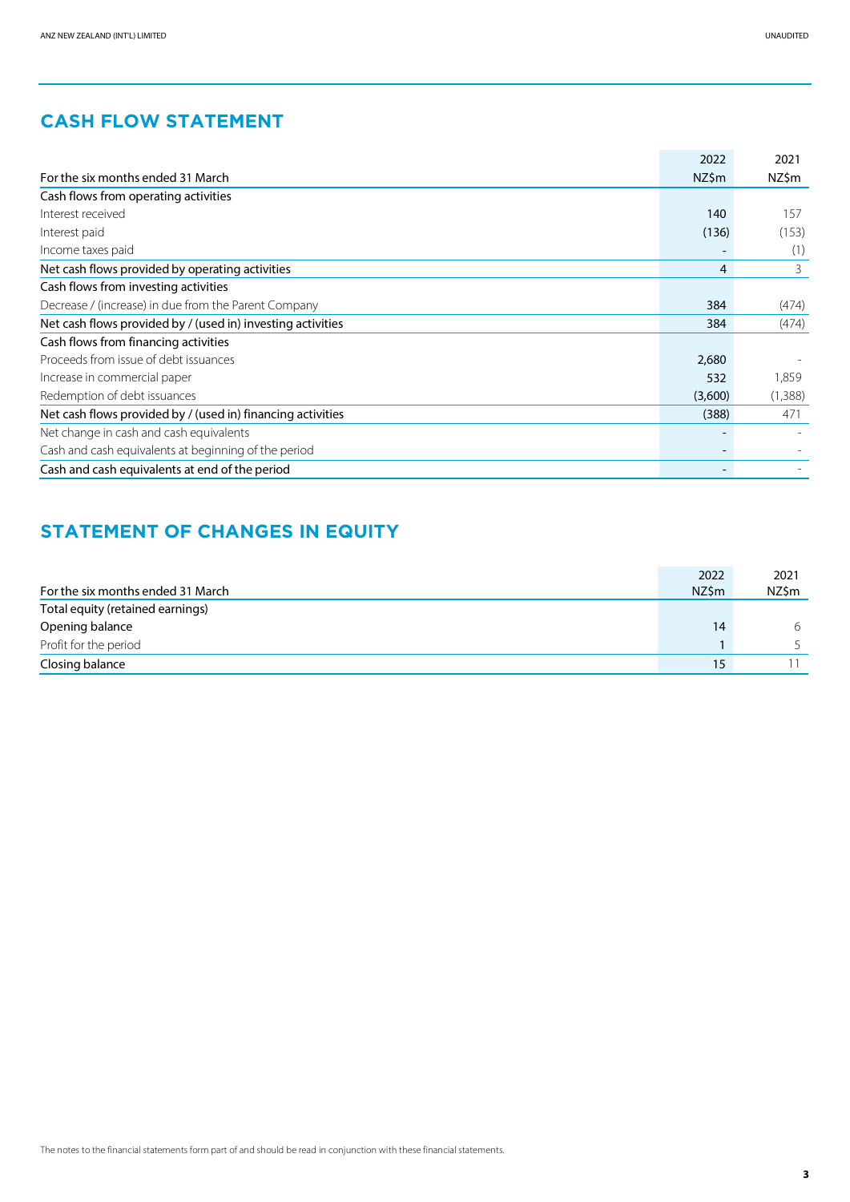## CASH FLOW STATEMENT

| For the six months ended 31 March | 2022 NZ$m | 2021 NZ$m |
|---|---|---|
| Cash flows from operating activities | | |
| Interest received | 140 | 157 |
| Interest paid | (136) | (153) |
| Income taxes paid | - | (1) |
| Net cash flows provided by operating activities | 4 | 3 |
| Cash flows from investing activities | | |
| Decrease / (increase) in due from the Parent Company | 384 | (474) |
| Net cash flows provided by / (used in) investing activities | 384 | (474) |
| Cash flows from financing activities | | |
| Proceeds from issue of debt issuances | 2,680 | - |
| Increase in commercial paper | 532 | 1,859 |
| Redemption of debt issuances | (3,600) | (1,388) |
| Net cash flows provided by / (used in) financing activities | (388) | 471 |
| Net change in cash and cash equivalents | - | - |
| Cash and cash equivalents at beginning of the period | - | - |
| Cash and cash equivalents at end of the period | - | - |

## STATEMENT OF CHANGES IN EQUITY

| For the six months ended 31 March | 2022 NZ$m | 2021 NZ$m |
|---|---|---|
| Total equity (retained earnings) | | |
| Opening balance | 14 | 6 |
| Profit for the period | 1 | 5 |
| Closing balance | 15 | 11 |

The notes to the financial statements form part of and should be read in conjunction with these financial statements.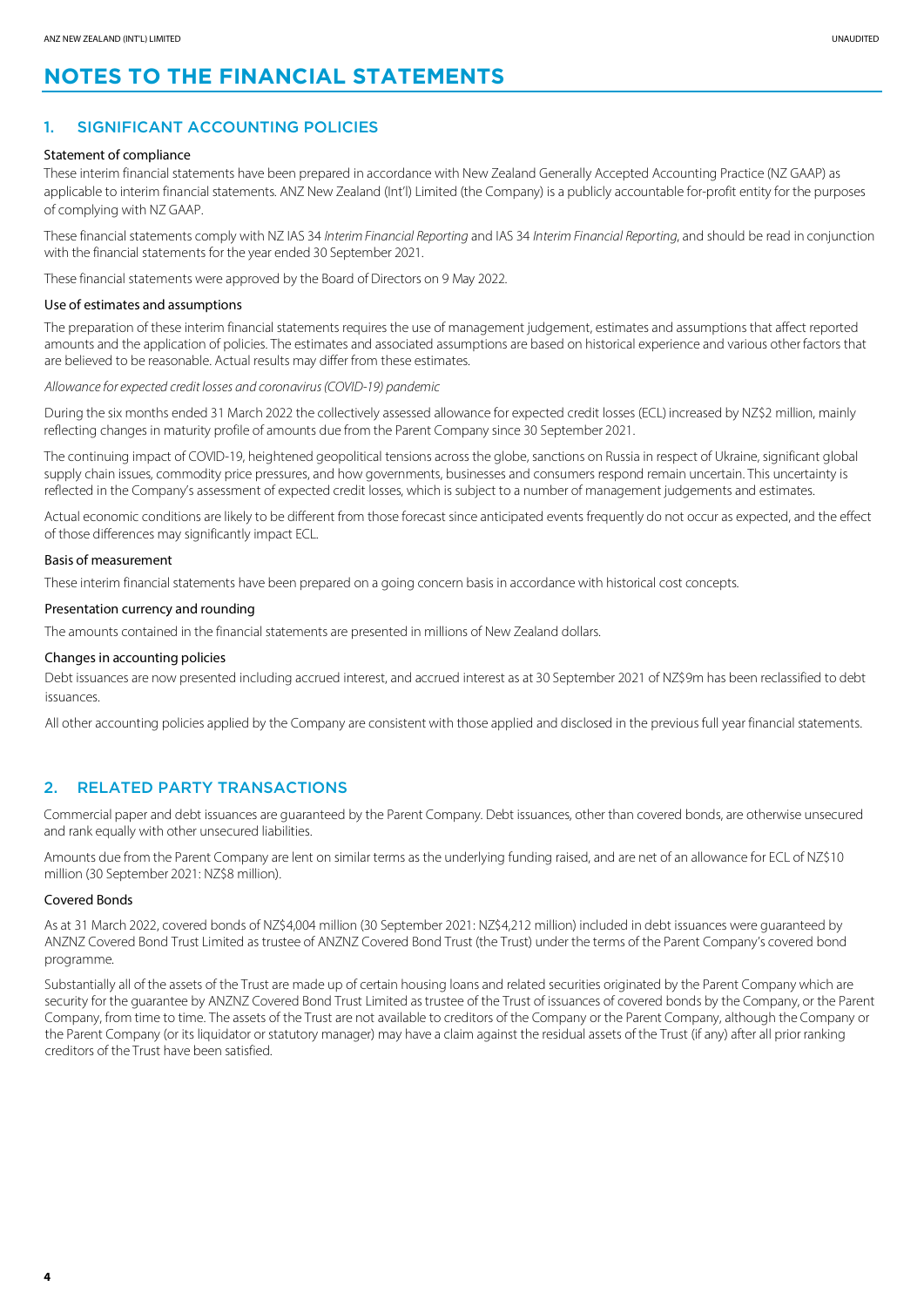# NOTES TO THE FINANCIAL STATEMENTS

## 1. SIGNIFICANT ACCOUNTING POLICIES

### Statement of compliance

These interim financial statements have been prepared in accordance with New Zealand Generally Accepted Accounting Practice (NZ GAAP) as applicable to interim financial statements. ANZ New Zealand (Int'l) Limited (the Company) is a publicly accountable for-profit entity for the purposes of complying with NZ GAAP.

These financial statements comply with NZ IAS 34 *Interim Financial Reporting* and IAS 34 *Interim Financial Reporting*, and should be read in conjunction with the financial statements for the year ended 30 September 2021.

These financial statements were approved by the Board of Directors on 9 May 2022.

### Use of estimates and assumptions

The preparation of these interim financial statements requires the use of management judgement, estimates and assumptions that affect reported amounts and the application of policies. The estimates and associated assumptions are based on historical experience and various other factors that are believed to be reasonable. Actual results may differ from these estimates.

*Allowance for expected credit losses and coronavirus (COVID-19) pandemic*

During the six months ended 31 March 2022 the collectively assessed allowance for expected credit losses (ECL) increased by NZ$2 million, mainly reflecting changes in maturity profile of amounts due from the Parent Company since 30 September 2021.

The continuing impact of COVID-19, heightened geopolitical tensions across the globe, sanctions on Russia in respect of Ukraine, significant global supply chain issues, commodity price pressures, and how governments, businesses and consumers respond remain uncertain. This uncertainty is reflected in the Company's assessment of expected credit losses, which is subject to a number of management judgements and estimates.

Actual economic conditions are likely to be different from those forecast since anticipated events frequently do not occur as expected, and the effect of those differences may significantly impact ECL.

### Basis of measurement

These interim financial statements have been prepared on a going concern basis in accordance with historical cost concepts.

### Presentation currency and rounding

The amounts contained in the financial statements are presented in millions of New Zealand dollars.

### Changes in accounting policies

Debt issuances are now presented including accrued interest, and accrued interest as at 30 September 2021 of NZ$9m has been reclassified to debt issuances.

All other accounting policies applied by the Company are consistent with those applied and disclosed in the previous full year financial statements.

## 2. RELATED PARTY TRANSACTIONS

Commercial paper and debt issuances are guaranteed by the Parent Company. Debt issuances, other than covered bonds, are otherwise unsecured and rank equally with other unsecured liabilities.

Amounts due from the Parent Company are lent on similar terms as the underlying funding raised, and are net of an allowance for ECL of NZ$10 million (30 September 2021: NZ$8 million).

### Covered Bonds

As at 31 March 2022, covered bonds of NZ$4,004 million (30 September 2021: NZ$4,212 million) included in debt issuances were guaranteed by ANZNZ Covered Bond Trust Limited as trustee of ANZNZ Covered Bond Trust (the Trust) under the terms of the Parent Company's covered bond programme.

Substantially all of the assets of the Trust are made up of certain housing loans and related securities originated by the Parent Company which are security for the guarantee by ANZNZ Covered Bond Trust Limited as trustee of the Trust of issuances of covered bonds by the Company, or the Parent Company, from time to time. The assets of the Trust are not available to creditors of the Company or the Parent Company, although the Company or the Parent Company (or its liquidator or statutory manager) may have a claim against the residual assets of the Trust (if any) after all prior ranking creditors of the Trust have been satisfied.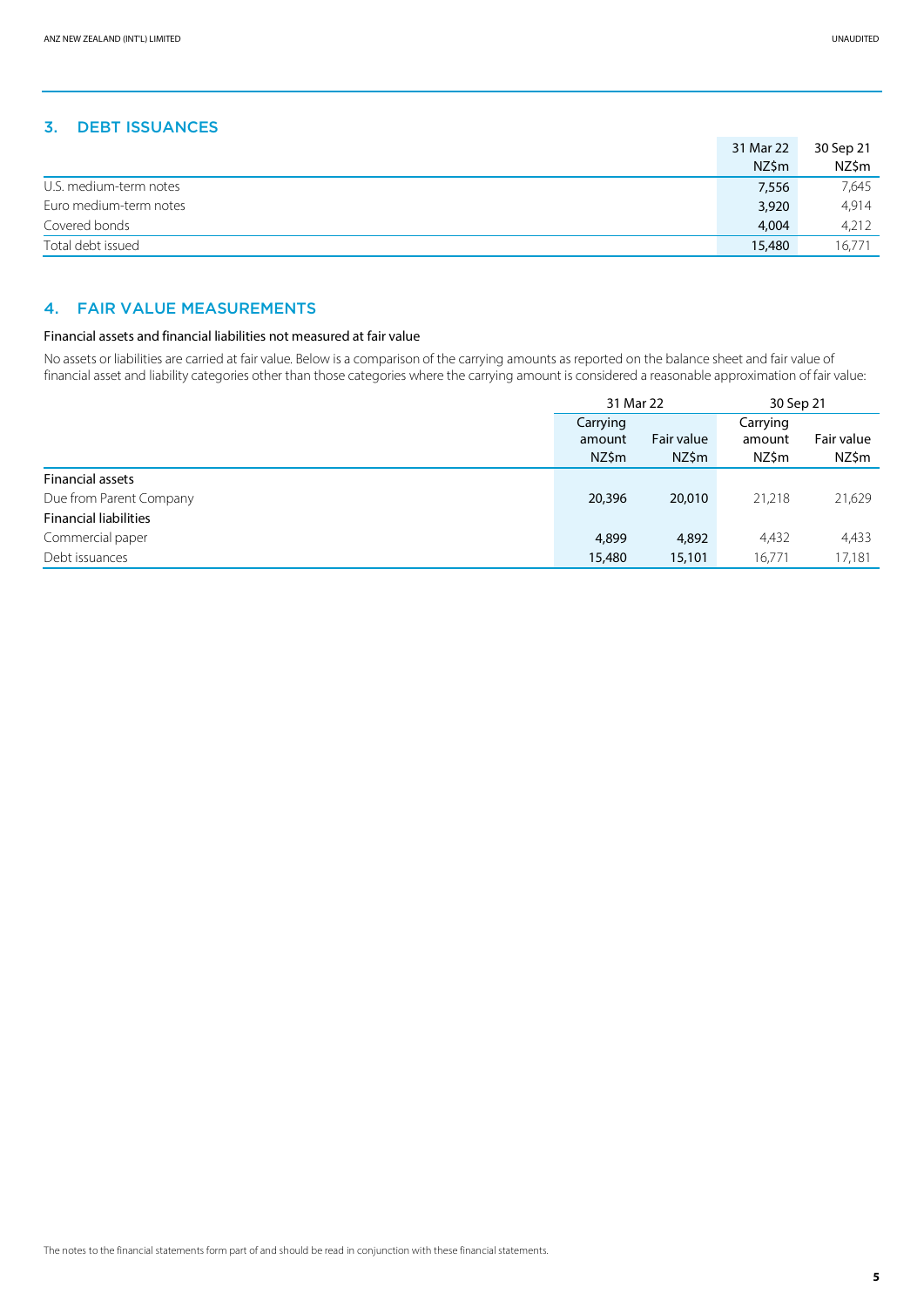## 3. DEBT ISSUANCES

| | 31 Mar 22 NZ$m | 30 Sep 21 NZ$m |
|---|---|---|
| U.S. medium-term notes | 7,556 | 7,645 |
| Euro medium-term notes | 3,920 | 4,914 |
| Covered bonds | 4,004 | 4,212 |
| Total debt issued | 15,480 | 16,771 |

## 4. FAIR VALUE MEASUREMENTS

### Financial assets and financial liabilities not measured at fair value

No assets or liabilities are carried at fair value. Below is a comparison of the carrying amounts as reported on the balance sheet and fair value of financial asset and liability categories other than those categories where the carrying amount is considered a reasonable approximation of fair value:

| | 31 Mar 22 | | 30 Sep 21 | |
|---|---|---|---|---|
| | Carrying amount NZ$m | Fair value NZ$m | Carrying amount NZ$m | Fair value NZ$m |
| **Financial assets** | | | | |
| Due from Parent Company | 20,396 | 20,010 | 21,218 | 21,629 |
| **Financial liabilities** | | | | |
| Commercial paper | 4,899 | 4,892 | 4,432 | 4,433 |
| Debt issuances | 15,480 | 15,101 | 16,771 | 17,181 |

The notes to the financial statements form part of and should be read in conjunction with these financial statements.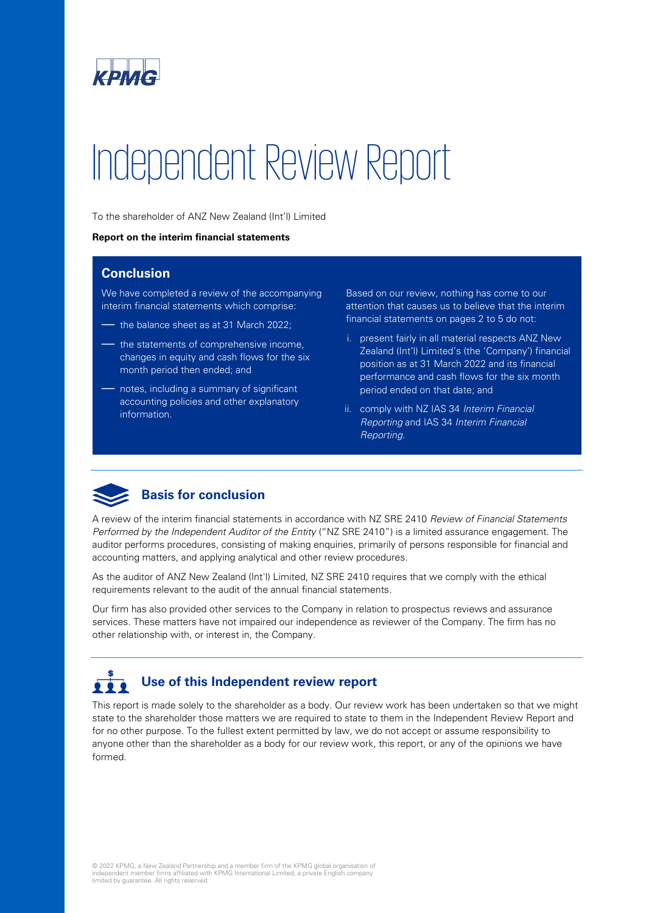# Independent Review Report

To the shareholder of ANZ New Zealand (Int'l) Limited

**Report on the interim financial statements**

## Conclusion

We have completed a review of the accompanying interim financial statements which comprise:

- the balance sheet as at 31 March 2022;
- the statements of comprehensive income, changes in equity and cash flows for the six month period then ended; and
- notes, including a summary of significant accounting policies and other explanatory information.

Based on our review, nothing has come to our attention that causes us to believe that the interim financial statements on pages 2 to 5 do not:

i. present fairly in all material respects ANZ New Zealand (Int'l) Limited's (the 'Company') financial position as at 31 March 2022 and its financial performance and cash flows for the six month period ended on that date; and

ii. comply with NZ IAS 34 *Interim Financial Reporting* and IAS 34 *Interim Financial Reporting*.

## Basis for conclusion

A review of the interim financial statements in accordance with NZ SRE 2410 *Review of Financial Statements Performed by the Independent Auditor of the Entity* ("NZ SRE 2410") is a limited assurance engagement. The auditor performs procedures, consisting of making enquiries, primarily of persons responsible for financial and accounting matters, and applying analytical and other review procedures.

As the auditor of ANZ New Zealand (Int'l) Limited, NZ SRE 2410 requires that we comply with the ethical requirements relevant to the audit of the annual financial statements.

Our firm has also provided other services to the Company in relation to prospectus reviews and assurance services. These matters have not impaired our independence as reviewer of the Company. The firm has no other relationship with, or interest in, the Company.

## Use of this Independent review report

This report is made solely to the shareholder as a body. Our review work has been undertaken so that we might state to the shareholder those matters we are required to state to them in the Independent Review Report and for no other purpose. To the fullest extent permitted by law, we do not accept or assume responsibility to anyone other than the shareholder as a body for our review work, this report, or any of the opinions we have formed.

© 2022 KPMG, a New Zealand Partnership and a member firm of the KPMG global organisation of independent member firms affiliated with KPMG International Limited, a private English company limited by guarantee. All rights reserved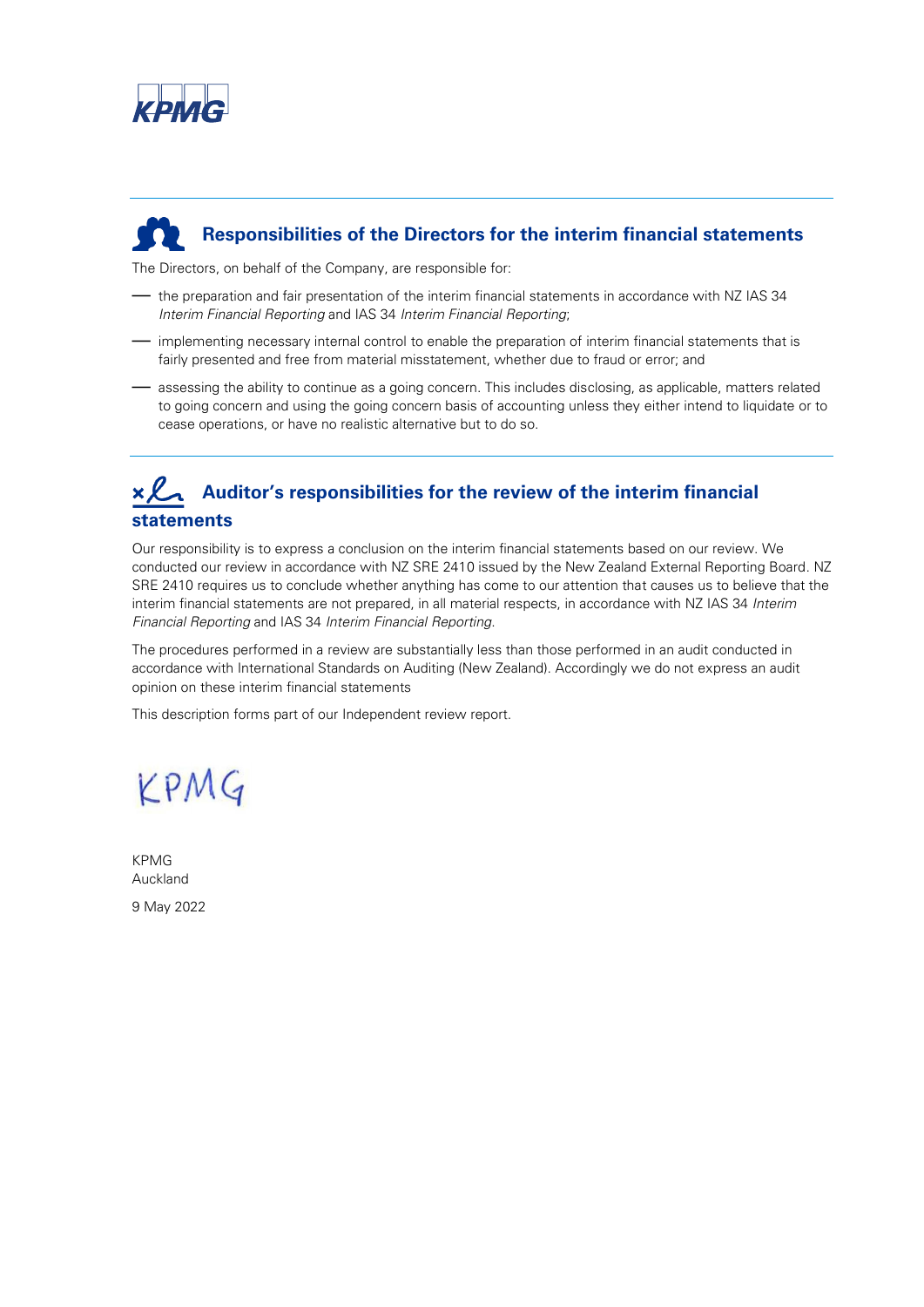## Responsibilities of the Directors for the interim financial statements

The Directors, on behalf of the Company, are responsible for:

- the preparation and fair presentation of the interim financial statements in accordance with NZ IAS 34 *Interim Financial Reporting* and IAS 34 *Interim Financial Reporting*;
- implementing necessary internal control to enable the preparation of interim financial statements that is fairly presented and free from material misstatement, whether due to fraud or error; and
- assessing the ability to continue as a going concern. This includes disclosing, as applicable, matters related to going concern and using the going concern basis of accounting unless they either intend to liquidate or to cease operations, or have no realistic alternative but to do so.

## Auditor's responsibilities for the review of the interim financial statements

Our responsibility is to express a conclusion on the interim financial statements based on our review. We conducted our review in accordance with NZ SRE 2410 issued by the New Zealand External Reporting Board. NZ SRE 2410 requires us to conclude whether anything has come to our attention that causes us to believe that the interim financial statements are not prepared, in all material respects, in accordance with NZ IAS 34 *Interim Financial Reporting* and IAS 34 *Interim Financial Reporting*.

The procedures performed in a review are substantially less than those performed in an audit conducted in accordance with International Standards on Auditing (New Zealand). Accordingly we do not express an audit opinion on these interim financial statements

This description forms part of our Independent review report.

KPMG

KPMG
Auckland

9 May 2022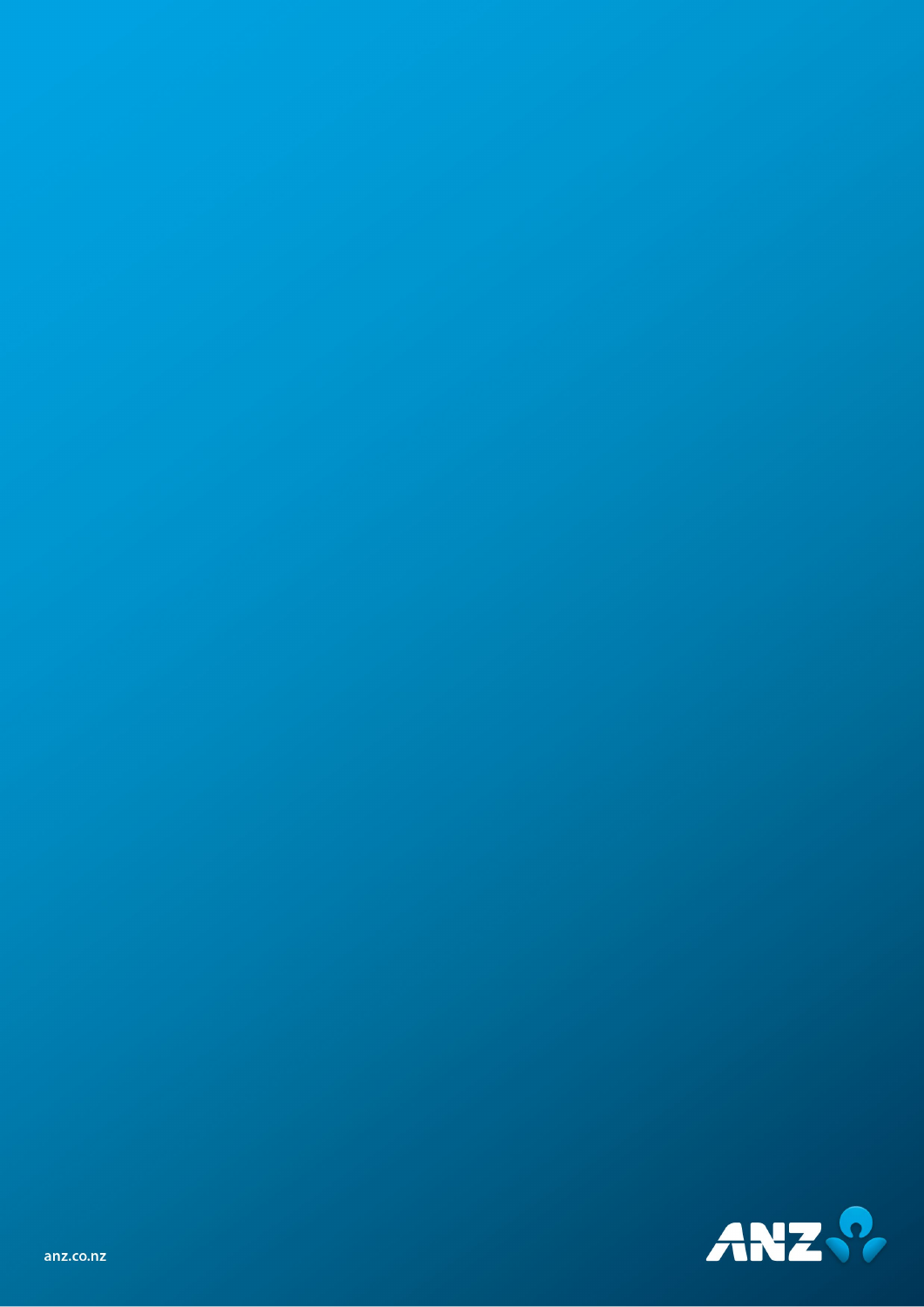anz.co.nz

ANZ